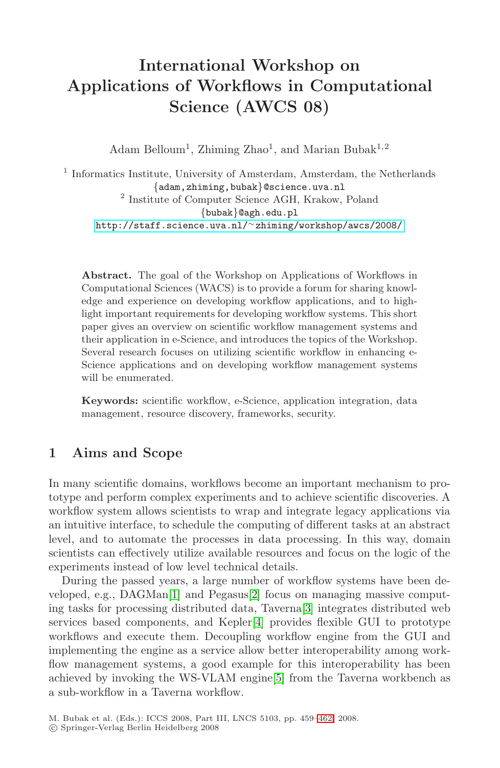# International Workshop on Applications of Workflows in Computational Science (AWCS 08)

Adam Belloum[1], Zhiming Zhao[1], and Marian Bubak[1,2]

[1] Informatics Institute, University of Amsterdam, Amsterdam, the Netherlands
{adam,zhiming,bubak}@science.uva.nl
[2] Institute of Computer Science AGH, Krakow, Poland
{bubak}@agh.edu.pl
http://staff.science.uva.nl/~zhiming/workshop/awcs/2008/

**Abstract.** The goal of the Workshop on Applications of Workflows in Computational Sciences (WACS) is to provide a forum for sharing knowledge and experience on developing workflow applications, and to highlight important requirements for developing workflow systems. This short paper gives an overview on scientific workflow management systems and their application in e-Science, and introduces the topics of the Workshop. Several research focuses on utilizing scientific workflow in enhancing e-Science applications and on developing workflow management systems will be enumerated.

**Keywords:** scientific workflow, e-Science, application integration, data management, resource discovery, frameworks, security.

## 1 Aims and Scope

In many scientific domains, workflows become an important mechanism to prototype and perform complex experiments and to achieve scientific discoveries. A workflow system allows scientists to wrap and integrate legacy applications via an intuitive interface, to schedule the computing of different tasks at an abstract level, and to automate the processes in data processing. In this way, domain scientists can effectively utilize available resources and focus on the logic of the experiments instead of low level technical details.

During the passed years, a large number of workflow systems have been developed, e.g., DAGMan[1] and Pegasus[2] focus on managing massive computing tasks for processing distributed data, Taverna[3] integrates distributed web services based components, and Kepler[4] provides flexible GUI to prototype workflows and execute them. Decoupling workflow engine from the GUI and implementing the engine as a service allow better interoperability among workflow management systems, a good example for this interoperability has been achieved by invoking the WS-VLAM engine[5] from the Taverna workbench as a sub-workflow in a Taverna workflow.

M. Bubak et al. (Eds.): ICCS 2008, Part III, LNCS 5103, pp. 459–462, 2008.
© Springer-Verlag Berlin Heidelberg 2008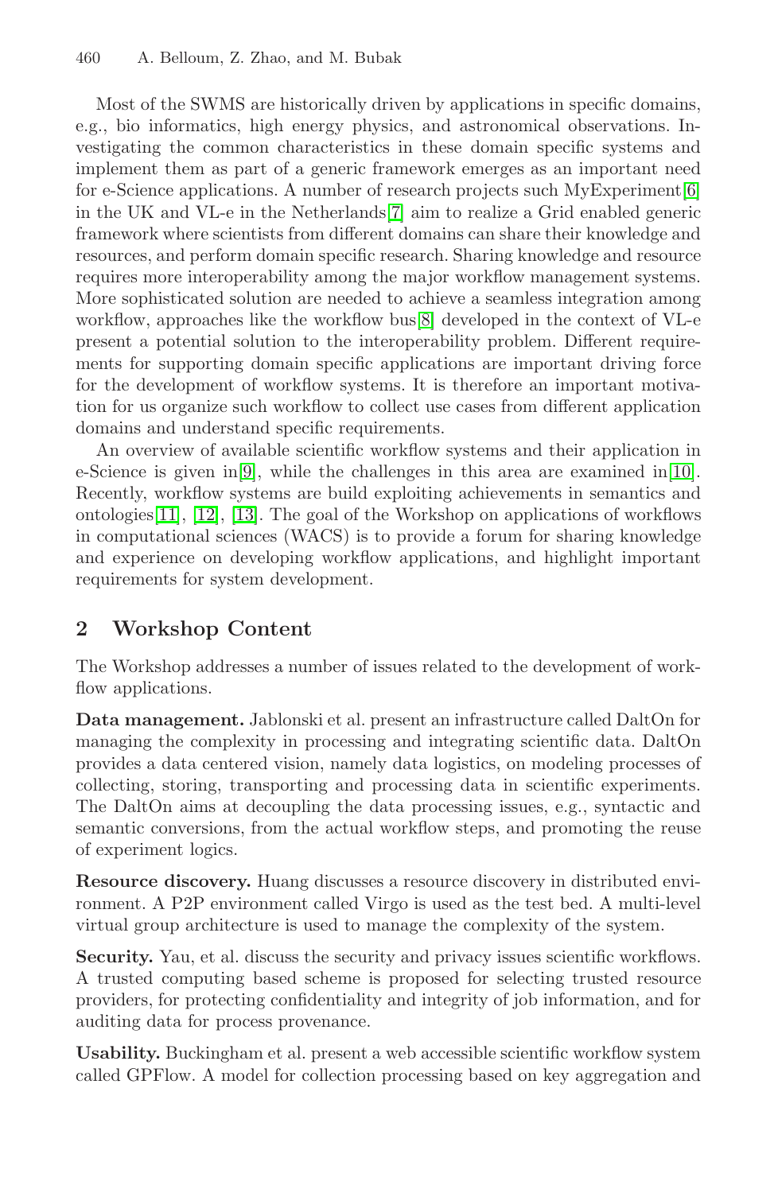Most of the SWMS are historically driven by applications in specific domains, e.g., bio informatics, high energy physics, and astronomical observations. Investigating the common characteristics in these domain specific systems and implement them as part of a generic framework emerges as an important need for e-Science applications. A number of research projects such MyExperiment[6] in the UK and VL-e in the Netherlands[7] aim to realize a Grid enabled generic framework where scientists from different domains can share their knowledge and resources, and perform domain specific research. Sharing knowledge and resource requires more interoperability among the major workflow management systems. More sophisticated solution are needed to achieve a seamless integration among workflow, approaches like the workflow bus[8] developed in the context of VL-e present a potential solution to the interoperability problem. Different requirements for supporting domain specific applications are important driving force for the development of workflow systems. It is therefore an important motivation for us organize such workflow to collect use cases from different application domains and understand specific requirements.

An overview of available scientific workflow systems and their application in e-Science is given in[9], while the challenges in this area are examined in[10]. Recently, workflow systems are build exploiting achievements in semantics and ontologies[11], [12], [13]. The goal of the Workshop on applications of workflows in computational sciences (WACS) is to provide a forum for sharing knowledge and experience on developing workflow applications, and highlight important requirements for system development.

## 2 Workshop Content

The Workshop addresses a number of issues related to the development of workflow applications.

**Data management.** Jablonski et al. present an infrastructure called DaltOn for managing the complexity in processing and integrating scientific data. DaltOn provides a data centered vision, namely data logistics, on modeling processes of collecting, storing, transporting and processing data in scientific experiments. The DaltOn aims at decoupling the data processing issues, e.g., syntactic and semantic conversions, from the actual workflow steps, and promoting the reuse of experiment logics.

**Resource discovery.** Huang discusses a resource discovery in distributed environment. A P2P environment called Virgo is used as the test bed. A multi-level virtual group architecture is used to manage the complexity of the system.

**Security.** Yau, et al. discuss the security and privacy issues scientific workflows. A trusted computing based scheme is proposed for selecting trusted resource providers, for protecting confidentiality and integrity of job information, and for auditing data for process provenance.

**Usability.** Buckingham et al. present a web accessible scientific workflow system called GPFlow. A model for collection processing based on key aggregation and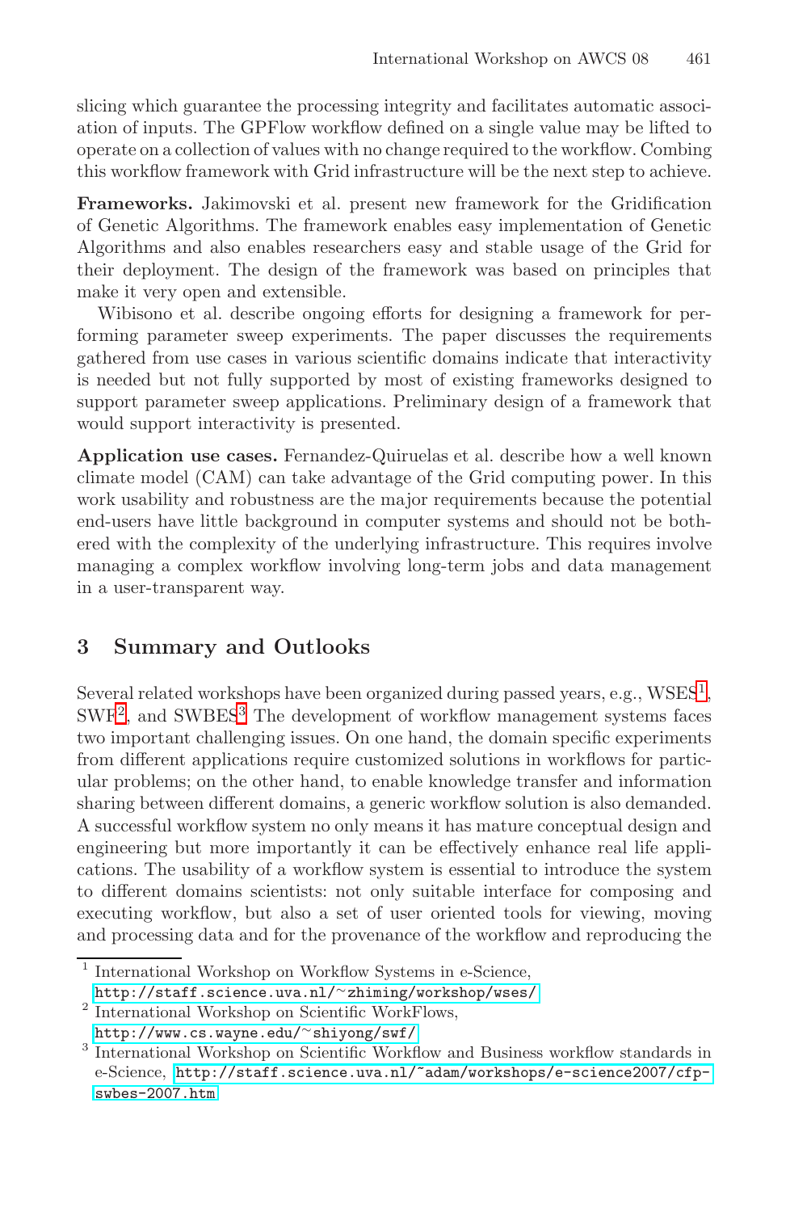slicing which guarantee the processing integrity and facilitates automatic association of inputs. The GPFlow workflow defined on a single value may be lifted to operate on a collection of values with no change required to the workflow. Combing this workflow framework with Grid infrastructure will be the next step to achieve.

**Frameworks.** Jakimovski et al. present new framework for the Gridification of Genetic Algorithms. The framework enables easy implementation of Genetic Algorithms and also enables researchers easy and stable usage of the Grid for their deployment. The design of the framework was based on principles that make it very open and extensible.

Wibisono et al. describe ongoing efforts for designing a framework for performing parameter sweep experiments. The paper discusses the requirements gathered from use cases in various scientific domains indicate that interactivity is needed but not fully supported by most of existing frameworks designed to support parameter sweep applications. Preliminary design of a framework that would support interactivity is presented.

**Application use cases.** Fernandez-Quiruelas et al. describe how a well known climate model (CAM) can take advantage of the Grid computing power. In this work usability and robustness are the major requirements because the potential end-users have little background in computer systems and should not be bothered with the complexity of the underlying infrastructure. This requires involve managing a complex workflow involving long-term jobs and data management in a user-transparent way.

## 3 Summary and Outlooks

Several related workshops have been organized during passed years, e.g., WSES[1], SWF[2], and SWBES[3] The development of workflow management systems faces two important challenging issues. On one hand, the domain specific experiments from different applications require customized solutions in workflows for particular problems; on the other hand, to enable knowledge transfer and information sharing between different domains, a generic workflow solution is also demanded. A successful workflow system no only means it has mature conceptual design and engineering but more importantly it can be effectively enhance real life applications. The usability of a workflow system is essential to introduce the system to different domains scientists: not only suitable interface for composing and executing workflow, but also a set of user oriented tools for viewing, moving and processing data and for the provenance of the workflow and reproducing the

---

[1] International Workshop on Workflow Systems in e-Science, http://staff.science.uva.nl/~zhiming/workshop/wses/

[2] International Workshop on Scientific WorkFlows, http://www.cs.wayne.edu/~shiyong/swf/

[3] International Workshop on Scientific Workflow and Business workflow standards in e-Science, http://staff.science.uva.nl/~adam/workshops/e-science2007/cfp-swbes-2007.htm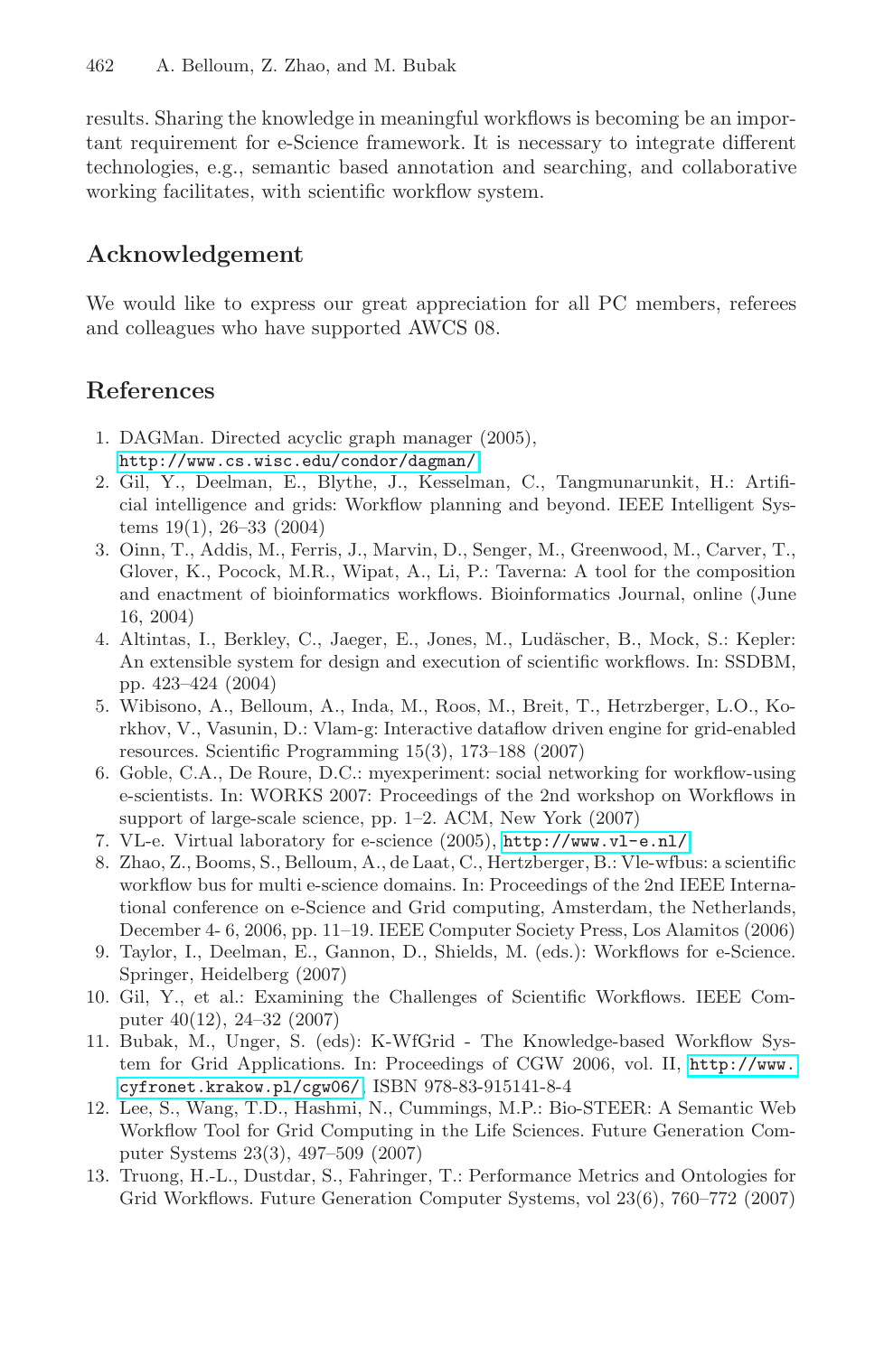results. Sharing the knowledge in meaningful workflows is becoming be an important requirement for e-Science framework. It is necessary to integrate different technologies, e.g., semantic based annotation and searching, and collaborative working facilitates, with scientific workflow system.

## Acknowledgement

We would like to express our great appreciation for all PC members, referees and colleagues who have supported AWCS 08.

## References

1. DAGMan. Directed acyclic graph manager (2005), http://www.cs.wisc.edu/condor/dagman/
2. Gil, Y., Deelman, E., Blythe, J., Kesselman, C., Tangmunarunkit, H.: Artificial intelligence and grids: Workflow planning and beyond. IEEE Intelligent Systems 19(1), 26–33 (2004)
3. Oinn, T., Addis, M., Ferris, J., Marvin, D., Senger, M., Greenwood, M., Carver, T., Glover, K., Pocock, M.R., Wipat, A., Li, P.: Taverna: A tool for the composition and enactment of bioinformatics workflows. Bioinformatics Journal, online (June 16, 2004)
4. Altintas, I., Berkley, C., Jaeger, E., Jones, M., Ludäscher, B., Mock, S.: Kepler: An extensible system for design and execution of scientific workflows. In: SSDBM, pp. 423–424 (2004)
5. Wibisono, A., Belloum, A., Inda, M., Roos, M., Breit, T., Hetrzberger, L.O., Korkhov, V., Vasunin, D.: Vlam-g: Interactive dataflow driven engine for grid-enabled resources. Scientific Programming 15(3), 173–188 (2007)
6. Goble, C.A., De Roure, D.C.: myexperiment: social networking for workflow-using e-scientists. In: WORKS 2007: Proceedings of the 2nd workshop on Workflows in support of large-scale science, pp. 1–2. ACM, New York (2007)
7. VL-e. Virtual laboratory for e-science (2005), http://www.vl-e.nl/
8. Zhao, Z., Booms, S., Belloum, A., de Laat, C., Hertzberger, B.: Vle-wfbus: a scientific workflow bus for multi e-science domains. In: Proceedings of the 2nd IEEE International conference on e-Science and Grid computing, Amsterdam, the Netherlands, December 4- 6, 2006, pp. 11–19. IEEE Computer Society Press, Los Alamitos (2006)
9. Taylor, I., Deelman, E., Gannon, D., Shields, M. (eds.): Workflows for e-Science. Springer, Heidelberg (2007)
10. Gil, Y., et al.: Examining the Challenges of Scientific Workflows. IEEE Computer 40(12), 24–32 (2007)
11. Bubak, M., Unger, S. (eds): K-WfGrid - The Knowledge-based Workflow System for Grid Applications. In: Proceedings of CGW 2006, vol. II, http://www.cyfronet.krakow.pl/cgw06/, ISBN 978-83-915141-8-4
12. Lee, S., Wang, T.D., Hashmi, N., Cummings, M.P.: Bio-STEER: A Semantic Web Workflow Tool for Grid Computing in the Life Sciences. Future Generation Computer Systems 23(3), 497–509 (2007)
13. Truong, H.-L., Dustdar, S., Fahringer, T.: Performance Metrics and Ontologies for Grid Workflows. Future Generation Computer Systems, vol 23(6), 760–772 (2007)